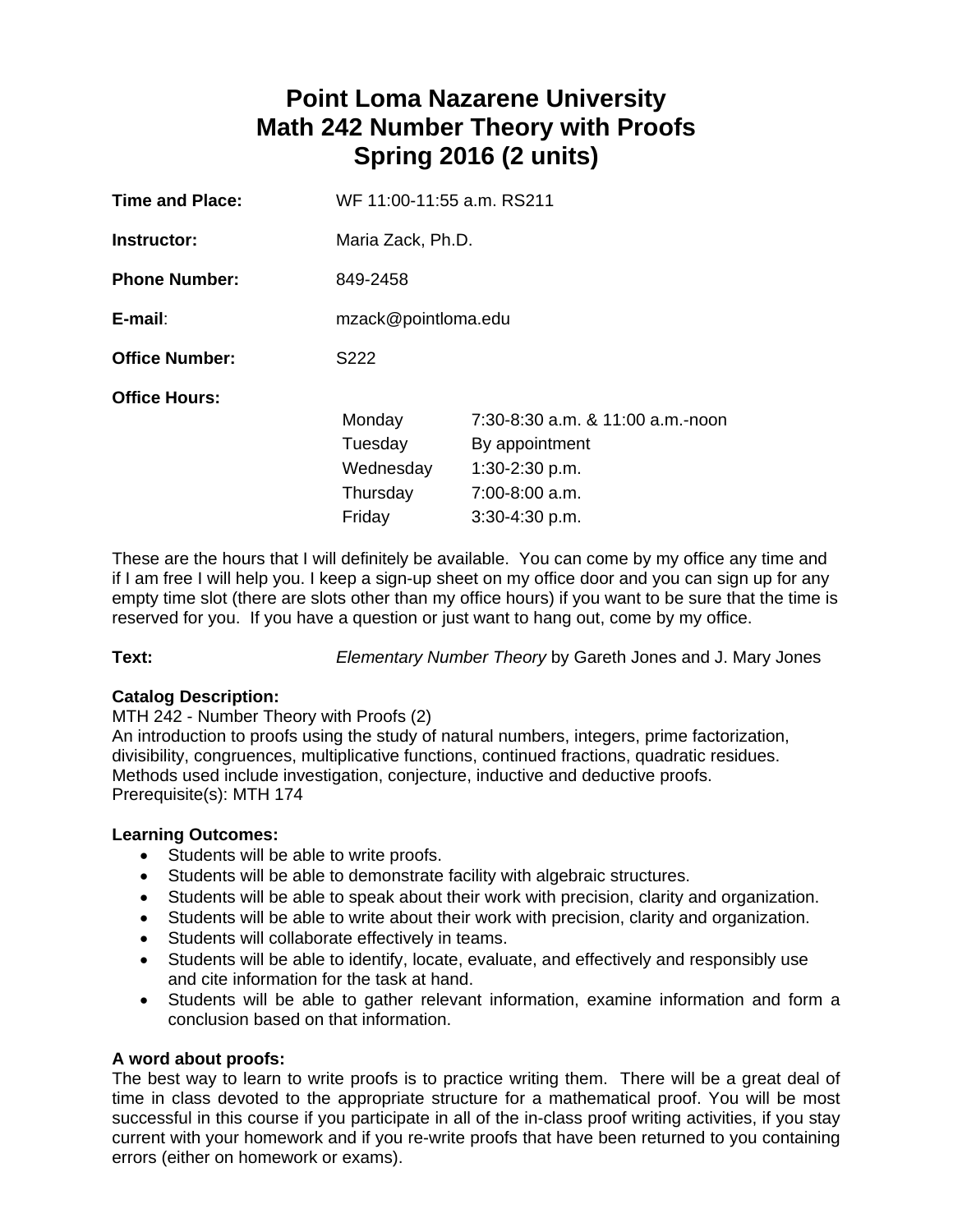# Point Loma Nazarene University
# Math 242 Number Theory with Proofs
# Spring 2016 (2 units)

**Time and Place:** WF 11:00-11:55 a.m. RS211

**Instructor:** Maria Zack, Ph.D.

**Phone Number:** 849-2458

**E-mail**: mzack@pointloma.edu

**Office Number:** S222

**Office Hours:**

| | |
|---|---|
| Monday | 7:30-8:30 a.m. & 11:00 a.m.-noon |
| Tuesday | By appointment |
| Wednesday | 1:30-2:30 p.m. |
| Thursday | 7:00-8:00 a.m. |
| Friday | 3:30-4:30 p.m. |

These are the hours that I will definitely be available. You can come by my office any time and if I am free I will help you. I keep a sign-up sheet on my office door and you can sign up for any empty time slot (there are slots other than my office hours) if you want to be sure that the time is reserved for you. If you have a question or just want to hang out, come by my office.

**Text:** *Elementary Number Theory* by Gareth Jones and J. Mary Jones

**Catalog Description:**
MTH 242 - Number Theory with Proofs (2)
An introduction to proofs using the study of natural numbers, integers, prime factorization, divisibility, congruences, multiplicative functions, continued fractions, quadratic residues. Methods used include investigation, conjecture, inductive and deductive proofs.
Prerequisite(s): MTH 174

**Learning Outcomes:**

- Students will be able to write proofs.
- Students will be able to demonstrate facility with algebraic structures.
- Students will be able to speak about their work with precision, clarity and organization.
- Students will be able to write about their work with precision, clarity and organization.
- Students will collaborate effectively in teams.
- Students will be able to identify, locate, evaluate, and effectively and responsibly use and cite information for the task at hand.
- Students will be able to gather relevant information, examine information and form a conclusion based on that information.

**A word about proofs:**
The best way to learn to write proofs is to practice writing them. There will be a great deal of time in class devoted to the appropriate structure for a mathematical proof. You will be most successful in this course if you participate in all of the in-class proof writing activities, if you stay current with your homework and if you re-write proofs that have been returned to you containing errors (either on homework or exams).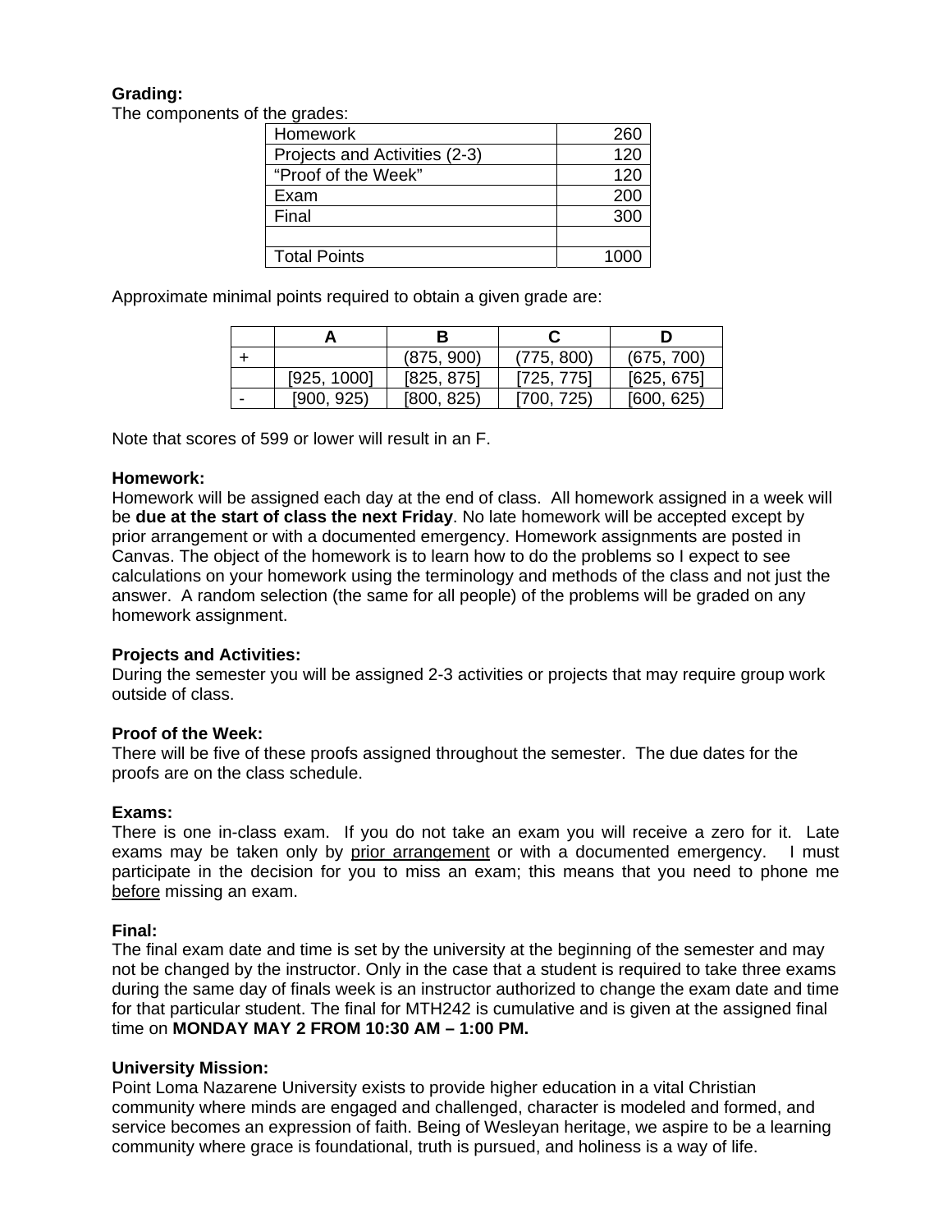**Grading:**

The components of the grades:

| | |
|---|---|
| Homework | 260 |
| Projects and Activities (2-3) | 120 |
| “Proof of the Week” | 120 |
| Exam | 200 |
| Final | 300 |
| | |
| Total Points | 1000 |

Approximate minimal points required to obtain a given grade are:

| | A | B | C | D |
|---|---|---|---|---|
| + | | (875, 900) | (775, 800) | (675, 700) |
| | [925, 1000] | [825, 875] | [725, 775] | [625, 675] |
| - | [900, 925) | [800, 825) | [700, 725) | [600, 625) |

Note that scores of 599 or lower will result in an F.

**Homework:**

Homework will be assigned each day at the end of class. All homework assigned in a week will be **due at the start of class the next Friday**. No late homework will be accepted except by prior arrangement or with a documented emergency. Homework assignments are posted in Canvas. The object of the homework is to learn how to do the problems so I expect to see calculations on your homework using the terminology and methods of the class and not just the answer. A random selection (the same for all people) of the problems will be graded on any homework assignment.

**Projects and Activities:**

During the semester you will be assigned 2-3 activities or projects that may require group work outside of class.

**Proof of the Week:**

There will be five of these proofs assigned throughout the semester. The due dates for the proofs are on the class schedule.

**Exams:**

There is one in-class exam. If you do not take an exam you will receive a zero for it. Late exams may be taken only by <u>prior arrangement</u> or with a documented emergency. I must participate in the decision for you to miss an exam; this means that you need to phone me <u>before</u> missing an exam.

**Final:**

The final exam date and time is set by the university at the beginning of the semester and may not be changed by the instructor. Only in the case that a student is required to take three exams during the same day of finals week is an instructor authorized to change the exam date and time for that particular student. The final for MTH242 is cumulative and is given at the assigned final time on **MONDAY MAY 2 FROM 10:30 AM – 1:00 PM.**

**University Mission:**

Point Loma Nazarene University exists to provide higher education in a vital Christian community where minds are engaged and challenged, character is modeled and formed, and service becomes an expression of faith. Being of Wesleyan heritage, we aspire to be a learning community where grace is foundational, truth is pursued, and holiness is a way of life.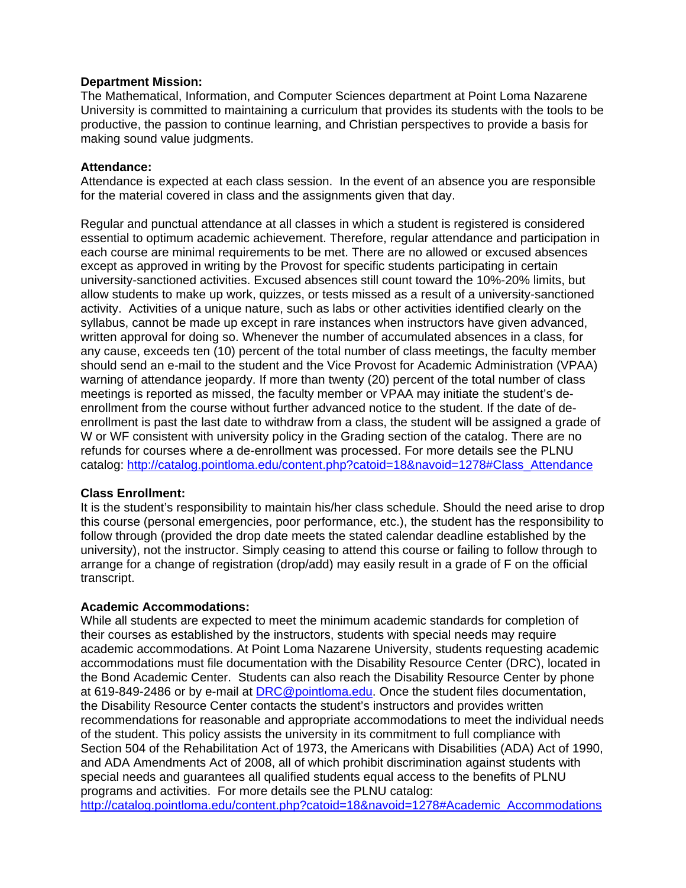**Department Mission:**
The Mathematical, Information, and Computer Sciences department at Point Loma Nazarene University is committed to maintaining a curriculum that provides its students with the tools to be productive, the passion to continue learning, and Christian perspectives to provide a basis for making sound value judgments.

**Attendance:**
Attendance is expected at each class session. In the event of an absence you are responsible for the material covered in class and the assignments given that day.

Regular and punctual attendance at all classes in which a student is registered is considered essential to optimum academic achievement. Therefore, regular attendance and participation in each course are minimal requirements to be met. There are no allowed or excused absences except as approved in writing by the Provost for specific students participating in certain university-sanctioned activities. Excused absences still count toward the 10%-20% limits, but allow students to make up work, quizzes, or tests missed as a result of a university-sanctioned activity. Activities of a unique nature, such as labs or other activities identified clearly on the syllabus, cannot be made up except in rare instances when instructors have given advanced, written approval for doing so. Whenever the number of accumulated absences in a class, for any cause, exceeds ten (10) percent of the total number of class meetings, the faculty member should send an e-mail to the student and the Vice Provost for Academic Administration (VPAA) warning of attendance jeopardy. If more than twenty (20) percent of the total number of class meetings is reported as missed, the faculty member or VPAA may initiate the student's de-enrollment from the course without further advanced notice to the student. If the date of de-enrollment is past the last date to withdraw from a class, the student will be assigned a grade of W or WF consistent with university policy in the Grading section of the catalog. There are no refunds for courses where a de-enrollment was processed. For more details see the PLNU catalog: [http://catalog.pointloma.edu/content.php?catoid=18&navoid=1278#Class_Attendance](http://catalog.pointloma.edu/content.php?catoid=18&navoid=1278#Class_Attendance)

**Class Enrollment:**
It is the student's responsibility to maintain his/her class schedule. Should the need arise to drop this course (personal emergencies, poor performance, etc.), the student has the responsibility to follow through (provided the drop date meets the stated calendar deadline established by the university), not the instructor. Simply ceasing to attend this course or failing to follow through to arrange for a change of registration (drop/add) may easily result in a grade of F on the official transcript.

**Academic Accommodations:**
While all students are expected to meet the minimum academic standards for completion of their courses as established by the instructors, students with special needs may require academic accommodations. At Point Loma Nazarene University, students requesting academic accommodations must file documentation with the Disability Resource Center (DRC), located in the Bond Academic Center. Students can also reach the Disability Resource Center by phone at 619-849-2486 or by e-mail at [DRC@pointloma.edu](mailto:DRC@pointloma.edu). Once the student files documentation, the Disability Resource Center contacts the student's instructors and provides written recommendations for reasonable and appropriate accommodations to meet the individual needs of the student. This policy assists the university in its commitment to full compliance with Section 504 of the Rehabilitation Act of 1973, the Americans with Disabilities (ADA) Act of 1990, and ADA Amendments Act of 2008, all of which prohibit discrimination against students with special needs and guarantees all qualified students equal access to the benefits of PLNU programs and activities. For more details see the PLNU catalog: [http://catalog.pointloma.edu/content.php?catoid=18&navoid=1278#Academic_Accommodations](http://catalog.pointloma.edu/content.php?catoid=18&navoid=1278#Academic_Accommodations)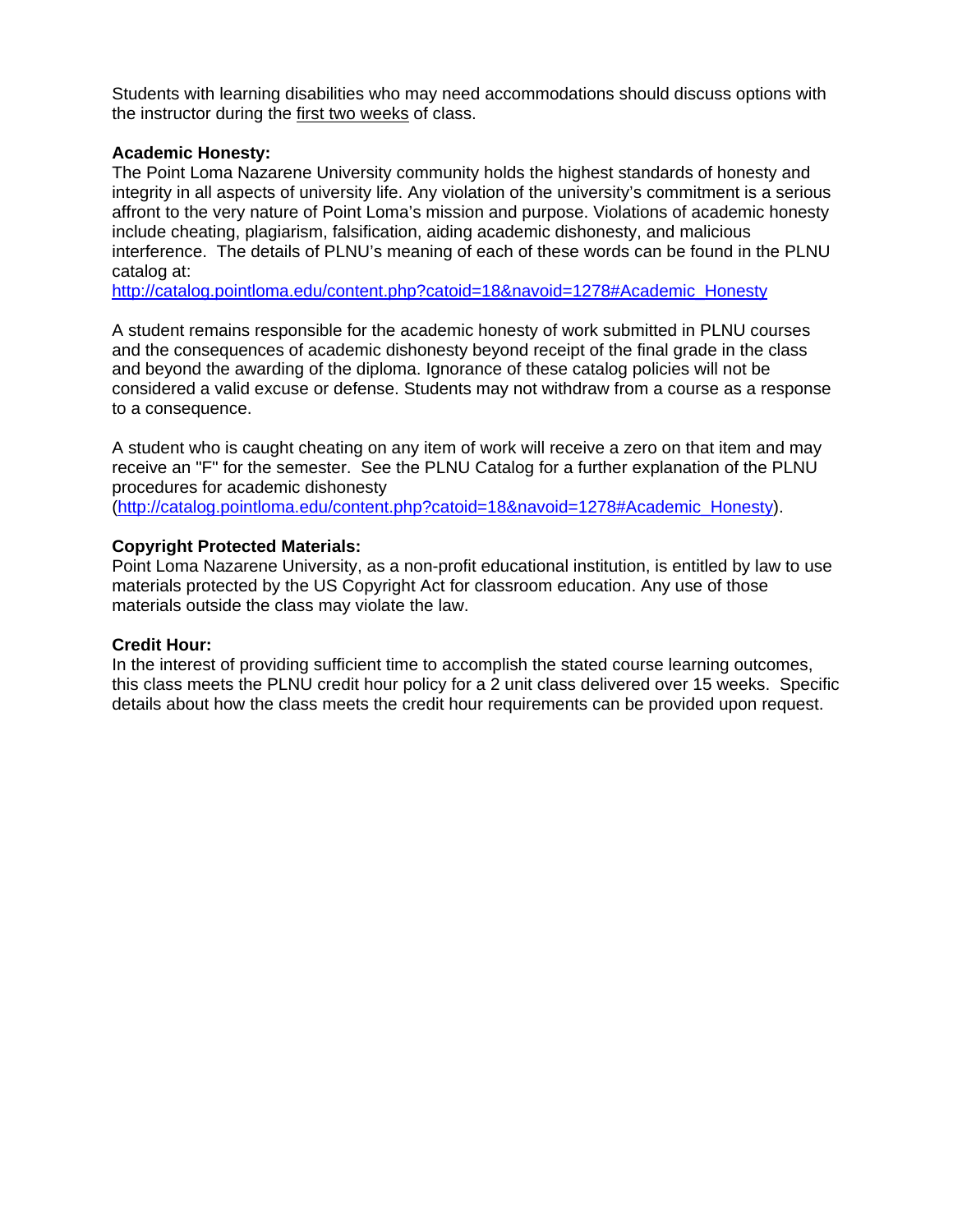Students with learning disabilities who may need accommodations should discuss options with the instructor during the first two weeks of class.

**Academic Honesty:**

The Point Loma Nazarene University community holds the highest standards of honesty and integrity in all aspects of university life. Any violation of the university's commitment is a serious affront to the very nature of Point Loma's mission and purpose. Violations of academic honesty include cheating, plagiarism, falsification, aiding academic dishonesty, and malicious interference. The details of PLNU's meaning of each of these words can be found in the PLNU catalog at:
http://catalog.pointloma.edu/content.php?catoid=18&navoid=1278#Academic_Honesty

A student remains responsible for the academic honesty of work submitted in PLNU courses and the consequences of academic dishonesty beyond receipt of the final grade in the class and beyond the awarding of the diploma. Ignorance of these catalog policies will not be considered a valid excuse or defense. Students may not withdraw from a course as a response to a consequence.

A student who is caught cheating on any item of work will receive a zero on that item and may receive an "F" for the semester. See the PLNU Catalog for a further explanation of the PLNU procedures for academic dishonesty
(http://catalog.pointloma.edu/content.php?catoid=18&navoid=1278#Academic_Honesty).

**Copyright Protected Materials:**

Point Loma Nazarene University, as a non-profit educational institution, is entitled by law to use materials protected by the US Copyright Act for classroom education. Any use of those materials outside the class may violate the law.

**Credit Hour:**

In the interest of providing sufficient time to accomplish the stated course learning outcomes, this class meets the PLNU credit hour policy for a 2 unit class delivered over 15 weeks. Specific details about how the class meets the credit hour requirements can be provided upon request.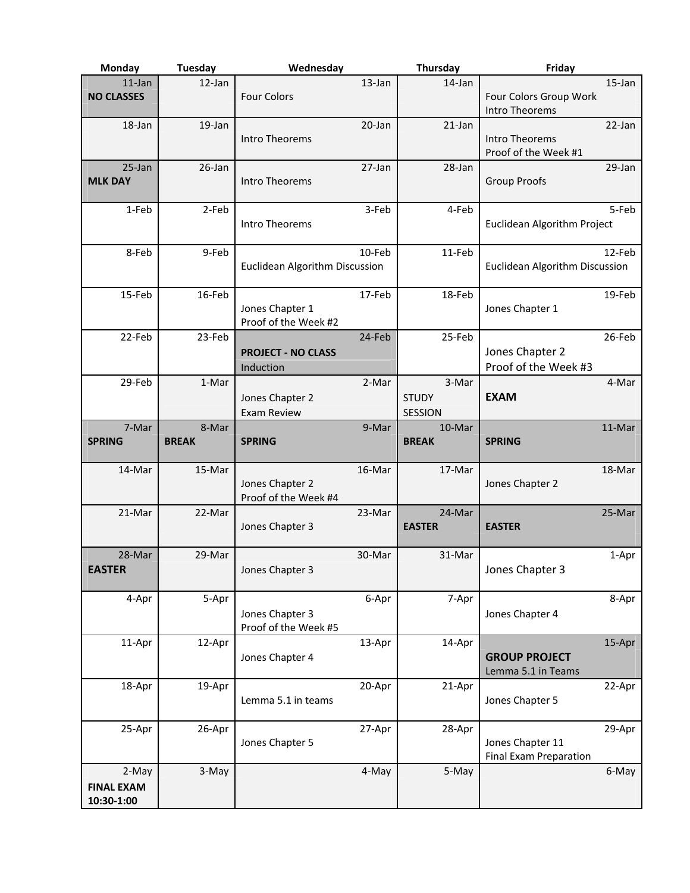| Monday | Tuesday | Wednesday | Thursday | Friday |
|---|---|---|---|---|
| 11-Jan **NO CLASSES** | 12-Jan | 13-Jan Four Colors | 14-Jan | 15-Jan Four Colors Group Work Intro Theorems |
| 18-Jan | 19-Jan | 20-Jan Intro Theorems | 21-Jan | 22-Jan Intro Theorems Proof of the Week #1 |
| 25-Jan **MLK DAY** | 26-Jan | 27-Jan Intro Theorems | 28-Jan | 29-Jan Group Proofs |
| 1-Feb | 2-Feb | 3-Feb Intro Theorems | 4-Feb | 5-Feb Euclidean Algorithm Project |
| 8-Feb | 9-Feb | 10-Feb Euclidean Algorithm Discussion | 11-Feb | 12-Feb Euclidean Algorithm Discussion |
| 15-Feb | 16-Feb | 17-Feb Jones Chapter 1 Proof of the Week #2 | 18-Feb | 19-Feb Jones Chapter 1 |
| 22-Feb | 23-Feb | 24-Feb **PROJECT - NO CLASS** Induction | 25-Feb | 26-Feb Jones Chapter 2 Proof of the Week #3 |
| 29-Feb | 1-Mar | 2-Mar Jones Chapter 2 Exam Review | 3-Mar STUDY SESSION | 4-Mar **EXAM** |
| 7-Mar **SPRING** | 8-Mar **BREAK** | 9-Mar **SPRING** | 10-Mar **BREAK** | 11-Mar **SPRING** |
| 14-Mar | 15-Mar | 16-Mar Jones Chapter 2 Proof of the Week #4 | 17-Mar | 18-Mar Jones Chapter 2 |
| 21-Mar | 22-Mar | 23-Mar Jones Chapter 3 | 24-Mar **EASTER** | 25-Mar **EASTER** |
| 28-Mar **EASTER** | 29-Mar | 30-Mar Jones Chapter 3 | 31-Mar | 1-Apr Jones Chapter 3 |
| 4-Apr | 5-Apr | 6-Apr Jones Chapter 3 Proof of the Week #5 | 7-Apr | 8-Apr Jones Chapter 4 |
| 11-Apr | 12-Apr | 13-Apr Jones Chapter 4 | 14-Apr | 15-Apr **GROUP PROJECT** Lemma 5.1 in Teams |
| 18-Apr | 19-Apr | 20-Apr Lemma 5.1 in teams | 21-Apr | 22-Apr Jones Chapter 5 |
| 25-Apr | 26-Apr | 27-Apr Jones Chapter 5 | 28-Apr | 29-Apr Jones Chapter 11 Final Exam Preparation |
| 2-May **FINAL EXAM 10:30-1:00** | 3-May | 4-May | 5-May | 6-May |